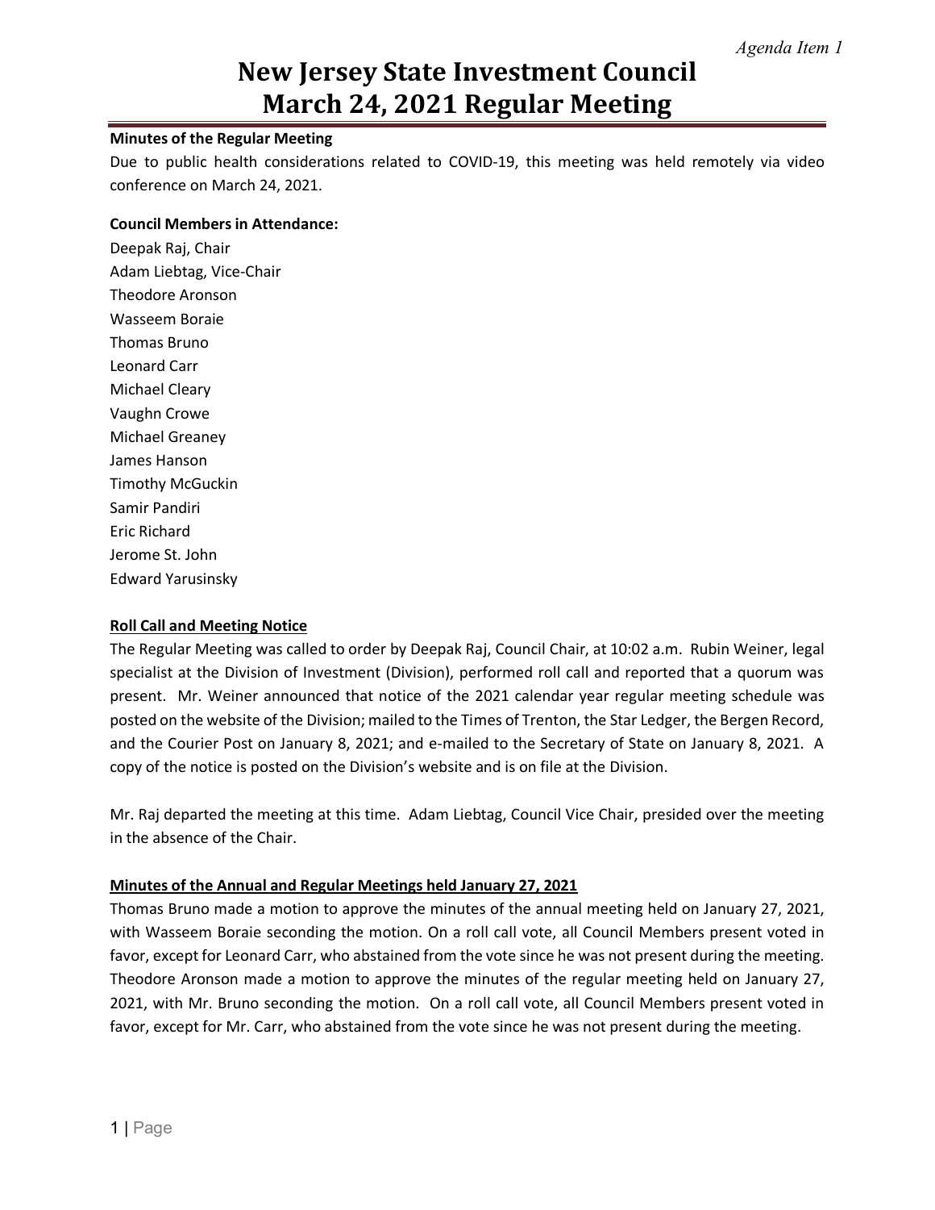*Agenda Item 1*

# New Jersey State Investment Council
# March 24, 2021 Regular Meeting

**Minutes of the Regular Meeting**

Due to public health considerations related to COVID-19, this meeting was held remotely via video conference on March 24, 2021.

**Council Members in Attendance:**

Deepak Raj, Chair
Adam Liebtag, Vice-Chair
Theodore Aronson
Wasseem Boraie
Thomas Bruno
Leonard Carr
Michael Cleary
Vaughn Crowe
Michael Greaney
James Hanson
Timothy McGuckin
Samir Pandiri
Eric Richard
Jerome St. John
Edward Yarusinsky

**Roll Call and Meeting Notice**

The Regular Meeting was called to order by Deepak Raj, Council Chair, at 10:02 a.m. Rubin Weiner, legal specialist at the Division of Investment (Division), performed roll call and reported that a quorum was present. Mr. Weiner announced that notice of the 2021 calendar year regular meeting schedule was posted on the website of the Division; mailed to the Times of Trenton, the Star Ledger, the Bergen Record, and the Courier Post on January 8, 2021; and e-mailed to the Secretary of State on January 8, 2021. A copy of the notice is posted on the Division's website and is on file at the Division.

Mr. Raj departed the meeting at this time. Adam Liebtag, Council Vice Chair, presided over the meeting in the absence of the Chair.

**Minutes of the Annual and Regular Meetings held January 27, 2021**

Thomas Bruno made a motion to approve the minutes of the annual meeting held on January 27, 2021, with Wasseem Boraie seconding the motion. On a roll call vote, all Council Members present voted in favor, except for Leonard Carr, who abstained from the vote since he was not present during the meeting. Theodore Aronson made a motion to approve the minutes of the regular meeting held on January 27, 2021, with Mr. Bruno seconding the motion. On a roll call vote, all Council Members present voted in favor, except for Mr. Carr, who abstained from the vote since he was not present during the meeting.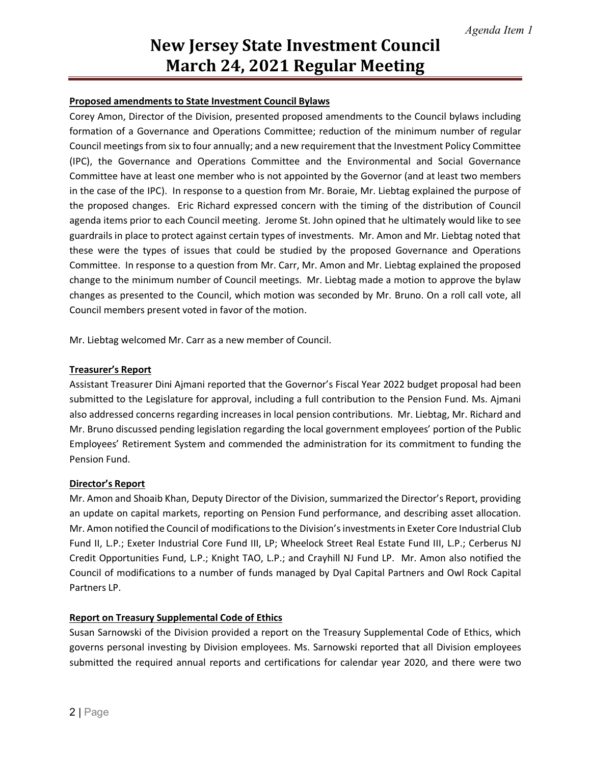**Proposed amendments to State Investment Council Bylaws**

Corey Amon, Director of the Division, presented proposed amendments to the Council bylaws including formation of a Governance and Operations Committee; reduction of the minimum number of regular Council meetings from six to four annually; and a new requirement that the Investment Policy Committee (IPC), the Governance and Operations Committee and the Environmental and Social Governance Committee have at least one member who is not appointed by the Governor (and at least two members in the case of the IPC). In response to a question from Mr. Boraie, Mr. Liebtag explained the purpose of the proposed changes. Eric Richard expressed concern with the timing of the distribution of Council agenda items prior to each Council meeting. Jerome St. John opined that he ultimately would like to see guardrails in place to protect against certain types of investments. Mr. Amon and Mr. Liebtag noted that these were the types of issues that could be studied by the proposed Governance and Operations Committee. In response to a question from Mr. Carr, Mr. Amon and Mr. Liebtag explained the proposed change to the minimum number of Council meetings. Mr. Liebtag made a motion to approve the bylaw changes as presented to the Council, which motion was seconded by Mr. Bruno. On a roll call vote, all Council members present voted in favor of the motion.

Mr. Liebtag welcomed Mr. Carr as a new member of Council.

**Treasurer's Report**

Assistant Treasurer Dini Ajmani reported that the Governor's Fiscal Year 2022 budget proposal had been submitted to the Legislature for approval, including a full contribution to the Pension Fund. Ms. Ajmani also addressed concerns regarding increases in local pension contributions. Mr. Liebtag, Mr. Richard and Mr. Bruno discussed pending legislation regarding the local government employees' portion of the Public Employees' Retirement System and commended the administration for its commitment to funding the Pension Fund.

**Director's Report**

Mr. Amon and Shoaib Khan, Deputy Director of the Division, summarized the Director's Report, providing an update on capital markets, reporting on Pension Fund performance, and describing asset allocation. Mr. Amon notified the Council of modifications to the Division's investments in Exeter Core Industrial Club Fund II, L.P.; Exeter Industrial Core Fund III, LP; Wheelock Street Real Estate Fund III, L.P.; Cerberus NJ Credit Opportunities Fund, L.P.; Knight TAO, L.P.; and Crayhill NJ Fund LP. Mr. Amon also notified the Council of modifications to a number of funds managed by Dyal Capital Partners and Owl Rock Capital Partners LP.

**Report on Treasury Supplemental Code of Ethics**

Susan Sarnowski of the Division provided a report on the Treasury Supplemental Code of Ethics, which governs personal investing by Division employees. Ms. Sarnowski reported that all Division employees submitted the required annual reports and certifications for calendar year 2020, and there were two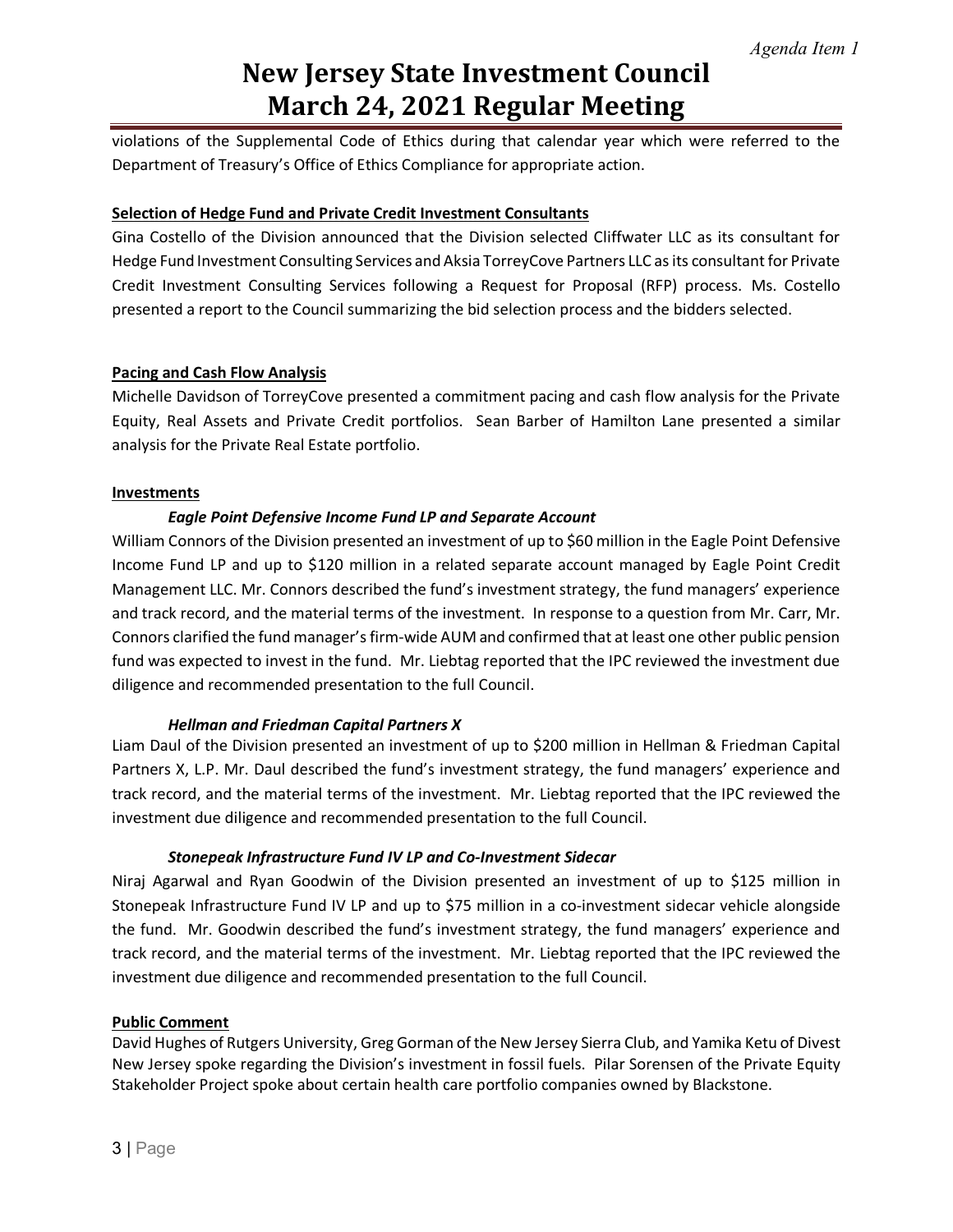violations of the Supplemental Code of Ethics during that calendar year which were referred to the Department of Treasury's Office of Ethics Compliance for appropriate action.

**Selection of Hedge Fund and Private Credit Investment Consultants**

Gina Costello of the Division announced that the Division selected Cliffwater LLC as its consultant for Hedge Fund Investment Consulting Services and Aksia TorreyCove Partners LLC as its consultant for Private Credit Investment Consulting Services following a Request for Proposal (RFP) process. Ms. Costello presented a report to the Council summarizing the bid selection process and the bidders selected.

**Pacing and Cash Flow Analysis**

Michelle Davidson of TorreyCove presented a commitment pacing and cash flow analysis for the Private Equity, Real Assets and Private Credit portfolios. Sean Barber of Hamilton Lane presented a similar analysis for the Private Real Estate portfolio.

**Investments**

***Eagle Point Defensive Income Fund LP and Separate Account***

William Connors of the Division presented an investment of up to $60 million in the Eagle Point Defensive Income Fund LP and up to $120 million in a related separate account managed by Eagle Point Credit Management LLC. Mr. Connors described the fund's investment strategy, the fund managers' experience and track record, and the material terms of the investment. In response to a question from Mr. Carr, Mr. Connors clarified the fund manager's firm-wide AUM and confirmed that at least one other public pension fund was expected to invest in the fund. Mr. Liebtag reported that the IPC reviewed the investment due diligence and recommended presentation to the full Council.

***Hellman and Friedman Capital Partners X***

Liam Daul of the Division presented an investment of up to $200 million in Hellman & Friedman Capital Partners X, L.P. Mr. Daul described the fund's investment strategy, the fund managers' experience and track record, and the material terms of the investment. Mr. Liebtag reported that the IPC reviewed the investment due diligence and recommended presentation to the full Council.

***Stonepeak Infrastructure Fund IV LP and Co-Investment Sidecar***

Niraj Agarwal and Ryan Goodwin of the Division presented an investment of up to $125 million in Stonepeak Infrastructure Fund IV LP and up to $75 million in a co-investment sidecar vehicle alongside the fund. Mr. Goodwin described the fund's investment strategy, the fund managers' experience and track record, and the material terms of the investment. Mr. Liebtag reported that the IPC reviewed the investment due diligence and recommended presentation to the full Council.

**Public Comment**

David Hughes of Rutgers University, Greg Gorman of the New Jersey Sierra Club, and Yamika Ketu of Divest New Jersey spoke regarding the Division's investment in fossil fuels. Pilar Sorensen of the Private Equity Stakeholder Project spoke about certain health care portfolio companies owned by Blackstone.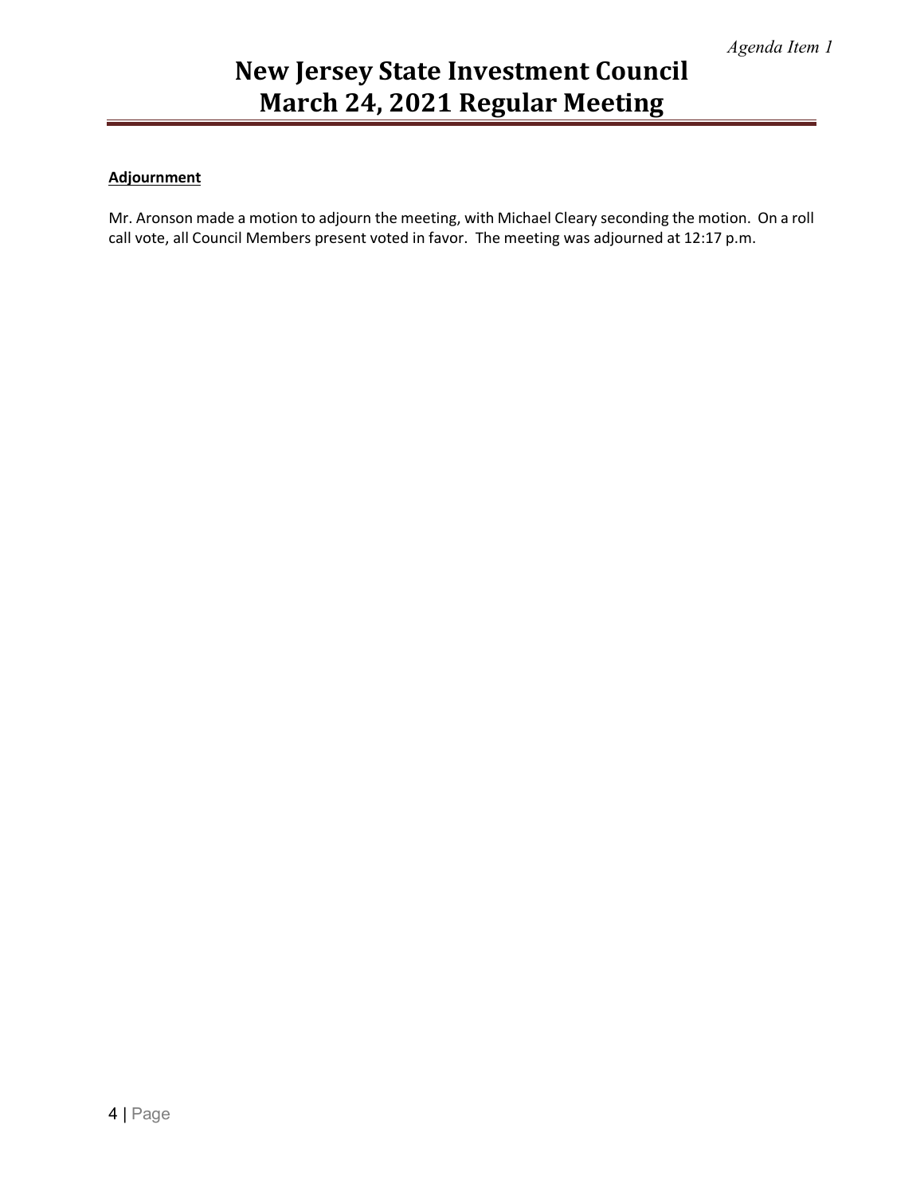**Adjournment**

Mr. Aronson made a motion to adjourn the meeting, with Michael Cleary seconding the motion. On a roll call vote, all Council Members present voted in favor. The meeting was adjourned at 12:17 p.m.